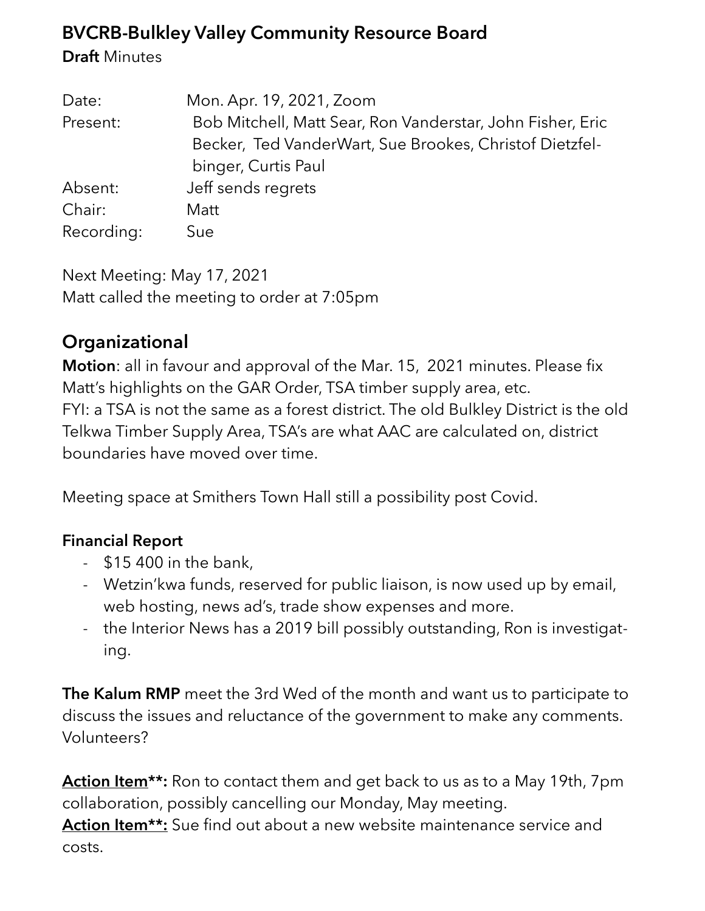## BVCRB-Bulkley Valley Community Resource Board

**Draft** Minutes

| | |
|---|---|
| Date: | Mon. Apr. 19, 2021, Zoom |
| Present: | Bob Mitchell, Matt Sear, Ron Vanderstar, John Fisher, Eric Becker, Ted VanderWart, Sue Brookes, Christof Dietzfelbinger, Curtis Paul |
| Absent: | Jeff sends regrets |
| Chair: | Matt |
| Recording: | Sue |

Next Meeting: May 17, 2021
Matt called the meeting to order at 7:05pm

## Organizational

**Motion**: all in favour and approval of the Mar. 15, 2021 minutes. Please fix Matt's highlights on the GAR Order, TSA timber supply area, etc.
FYI: a TSA is not the same as a forest district. The old Bulkley District is the old Telkwa Timber Supply Area, TSA's are what AAC are calculated on, district boundaries have moved over time.

Meeting space at Smithers Town Hall still a possibility post Covid.

### Financial Report

- $15 400 in the bank,
- Wetzin'kwa funds, reserved for public liaison, is now used up by email, web hosting, news ad's, trade show expenses and more.
- the Interior News has a 2019 bill possibly outstanding, Ron is investigating.

**The Kalum RMP** meet the 3rd Wed of the month and want us to participate to discuss the issues and reluctance of the government to make any comments. Volunteers?

**Action Item**:** Ron to contact them and get back to us as to a May 19th, 7pm collaboration, possibly cancelling our Monday, May meeting.
**Action Item**:** Sue find out about a new website maintenance service and costs.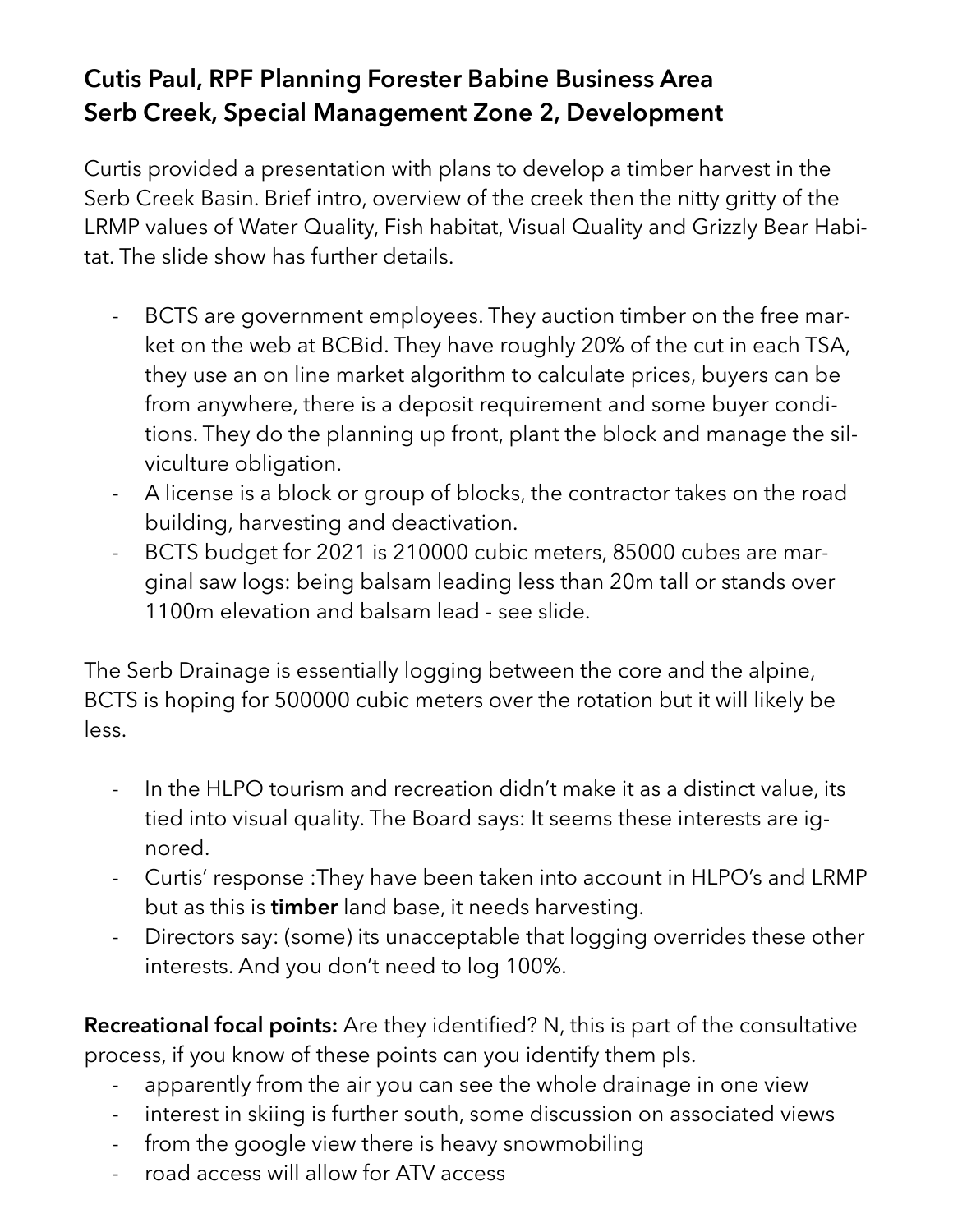**Cutis Paul, RPF Planning Forester Babine Business Area**
**Serb Creek, Special Management Zone 2, Development**

Curtis provided a presentation with plans to develop a timber harvest in the Serb Creek Basin. Brief intro, overview of the creek then the nitty gritty of the LRMP values of Water Quality, Fish habitat, Visual Quality and Grizzly Bear Habitat. The slide show has further details.

- BCTS are government employees. They auction timber on the free market on the web at BCBid. They have roughly 20% of the cut in each TSA, they use an on line market algorithm to calculate prices, buyers can be from anywhere, there is a deposit requirement and some buyer conditions. They do the planning up front, plant the block and manage the silviculture obligation.
- A license is a block or group of blocks, the contractor takes on the road building, harvesting and deactivation.
- BCTS budget for 2021 is 210000 cubic meters, 85000 cubes are marginal saw logs: being balsam leading less than 20m tall or stands over 1100m elevation and balsam lead - see slide.

The Serb Drainage is essentially logging between the core and the alpine, BCTS is hoping for 500000 cubic meters over the rotation but it will likely be less.

- In the HLPO tourism and recreation didn't make it as a distinct value, its tied into visual quality. The Board says: It seems these interests are ignored.
- Curtis' response :They have been taken into account in HLPO's and LRMP but as this is **timber** land base, it needs harvesting.
- Directors say: (some) its unacceptable that logging overrides these other interests. And you don't need to log 100%.

**Recreational focal points:** Are they identified? N, this is part of the consultative process, if you know of these points can you identify them pls.

- apparently from the air you can see the whole drainage in one view
- interest in skiing is further south, some discussion on associated views
- from the google view there is heavy snowmobiling
- road access will allow for ATV access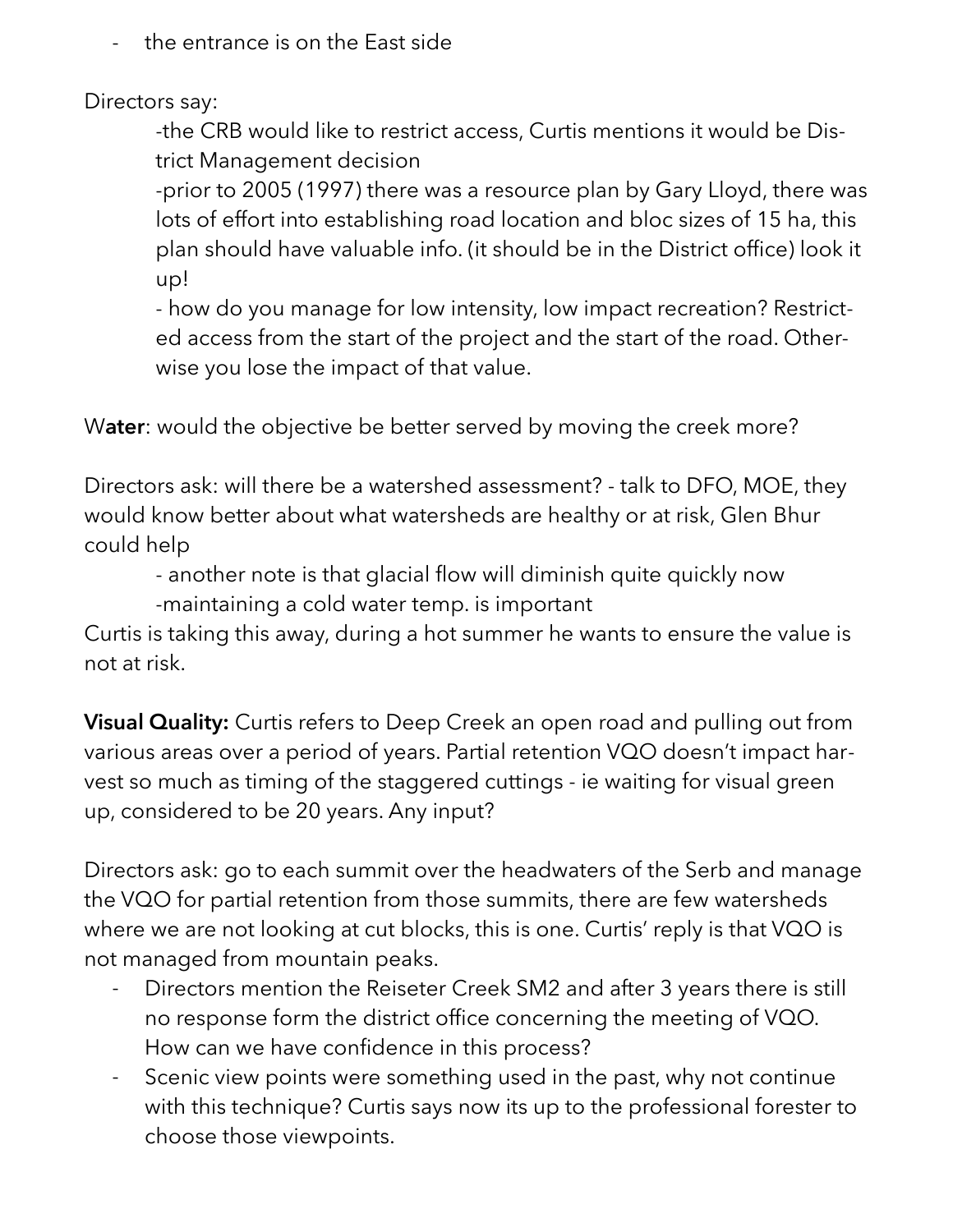- the entrance is on the East side

Directors say:

-the CRB would like to restrict access, Curtis mentions it would be District Management decision

-prior to 2005 (1997) there was a resource plan by Gary Lloyd, there was lots of effort into establishing road location and bloc sizes of 15 ha, this plan should have valuable info. (it should be in the District office) look it up!

- how do you manage for low intensity, low impact recreation? Restricted access from the start of the project and the start of the road. Otherwise you lose the impact of that value.

W**ater**: would the objective be better served by moving the creek more?

Directors ask: will there be a watershed assessment? - talk to DFO, MOE, they would know better about what watersheds are healthy or at risk, Glen Bhur could help

- another note is that glacial flow will diminish quite quickly now

-maintaining a cold water temp. is important

Curtis is taking this away, during a hot summer he wants to ensure the value is not at risk.

**Visual Quality:** Curtis refers to Deep Creek an open road and pulling out from various areas over a period of years. Partial retention VQO doesn't impact harvest so much as timing of the staggered cuttings - ie waiting for visual green up, considered to be 20 years. Any input?

Directors ask: go to each summit over the headwaters of the Serb and manage the VQO for partial retention from those summits, there are few watersheds where we are not looking at cut blocks, this is one. Curtis' reply is that VQO is not managed from mountain peaks.

- Directors mention the Reiseter Creek SM2 and after 3 years there is still no response form the district office concerning the meeting of VQO. How can we have confidence in this process?
- Scenic view points were something used in the past, why not continue with this technique? Curtis says now its up to the professional forester to choose those viewpoints.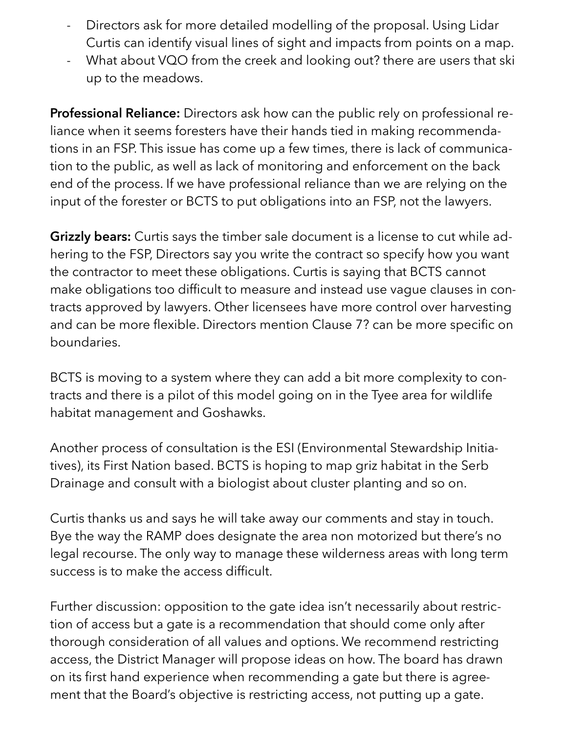- Directors ask for more detailed modelling of the proposal. Using Lidar Curtis can identify visual lines of sight and impacts from points on a map.
- What about VQO from the creek and looking out? there are users that ski up to the meadows.

**Professional Reliance:** Directors ask how can the public rely on professional reliance when it seems foresters have their hands tied in making recommendations in an FSP. This issue has come up a few times, there is lack of communication to the public, as well as lack of monitoring and enforcement on the back end of the process. If we have professional reliance than we are relying on the input of the forester or BCTS to put obligations into an FSP, not the lawyers.

**Grizzly bears:** Curtis says the timber sale document is a license to cut while adhering to the FSP, Directors say you write the contract so specify how you want the contractor to meet these obligations. Curtis is saying that BCTS cannot make obligations too difficult to measure and instead use vague clauses in contracts approved by lawyers. Other licensees have more control over harvesting and can be more flexible. Directors mention Clause 7? can be more specific on boundaries.

BCTS is moving to a system where they can add a bit more complexity to contracts and there is a pilot of this model going on in the Tyee area for wildlife habitat management and Goshawks.

Another process of consultation is the ESI (Environmental Stewardship Initiatives), its First Nation based. BCTS is hoping to map griz habitat in the Serb Drainage and consult with a biologist about cluster planting and so on.

Curtis thanks us and says he will take away our comments and stay in touch. Bye the way the RAMP does designate the area non motorized but there's no legal recourse. The only way to manage these wilderness areas with long term success is to make the access difficult.

Further discussion: opposition to the gate idea isn't necessarily about restriction of access but a gate is a recommendation that should come only after thorough consideration of all values and options. We recommend restricting access, the District Manager will propose ideas on how. The board has drawn on its first hand experience when recommending a gate but there is agreement that the Board's objective is restricting access, not putting up a gate.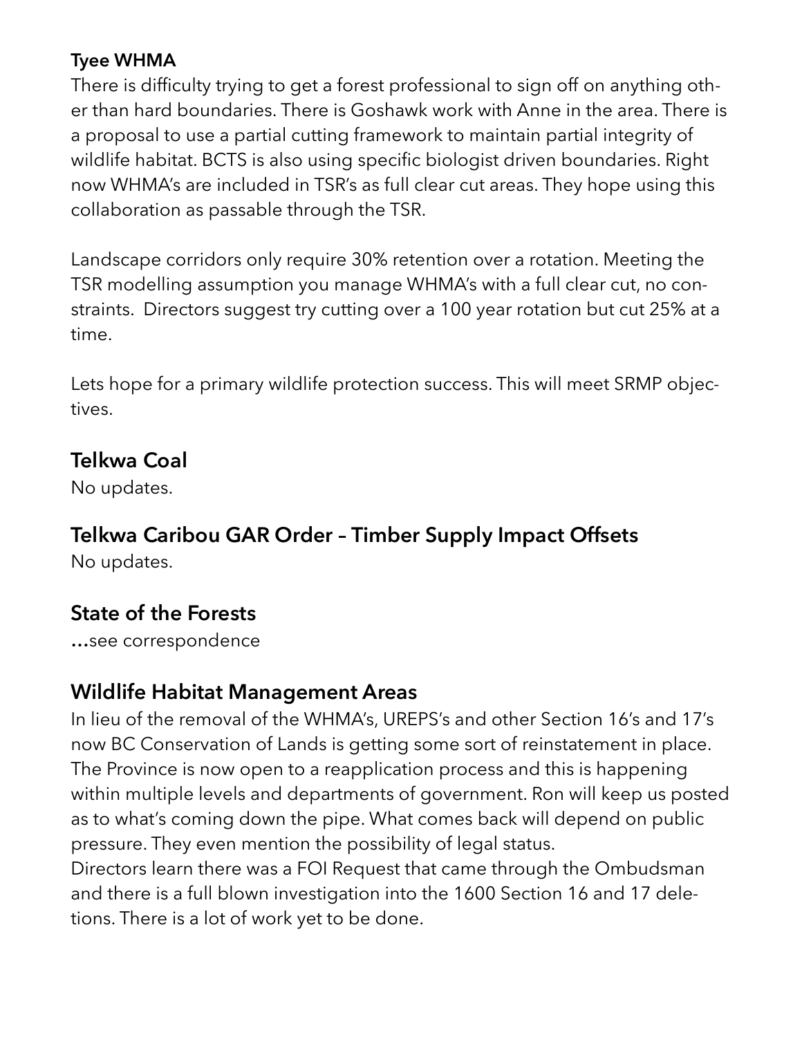**Tyee WHMA**

There is difficulty trying to get a forest professional to sign off on anything other than hard boundaries. There is Goshawk work with Anne in the area. There is a proposal to use a partial cutting framework to maintain partial integrity of wildlife habitat. BCTS is also using specific biologist driven boundaries. Right now WHMA's are included in TSR's as full clear cut areas. They hope using this collaboration as passable through the TSR.

Landscape corridors only require 30% retention over a rotation. Meeting the TSR modelling assumption you manage WHMA's with a full clear cut, no constraints. Directors suggest try cutting over a 100 year rotation but cut 25% at a time.

Lets hope for a primary wildlife protection success. This will meet SRMP objectives.

## Telkwa Coal

No updates.

## Telkwa Caribou GAR Order – Timber Supply Impact Offsets

No updates.

## State of the Forests

**…**see correspondence

## Wildlife Habitat Management Areas

In lieu of the removal of the WHMA's, UREPS's and other Section 16's and 17's now BC Conservation of Lands is getting some sort of reinstatement in place. The Province is now open to a reapplication process and this is happening within multiple levels and departments of government. Ron will keep us posted as to what's coming down the pipe. What comes back will depend on public pressure. They even mention the possibility of legal status.
Directors learn there was a FOI Request that came through the Ombudsman and there is a full blown investigation into the 1600 Section 16 and 17 deletions. There is a lot of work yet to be done.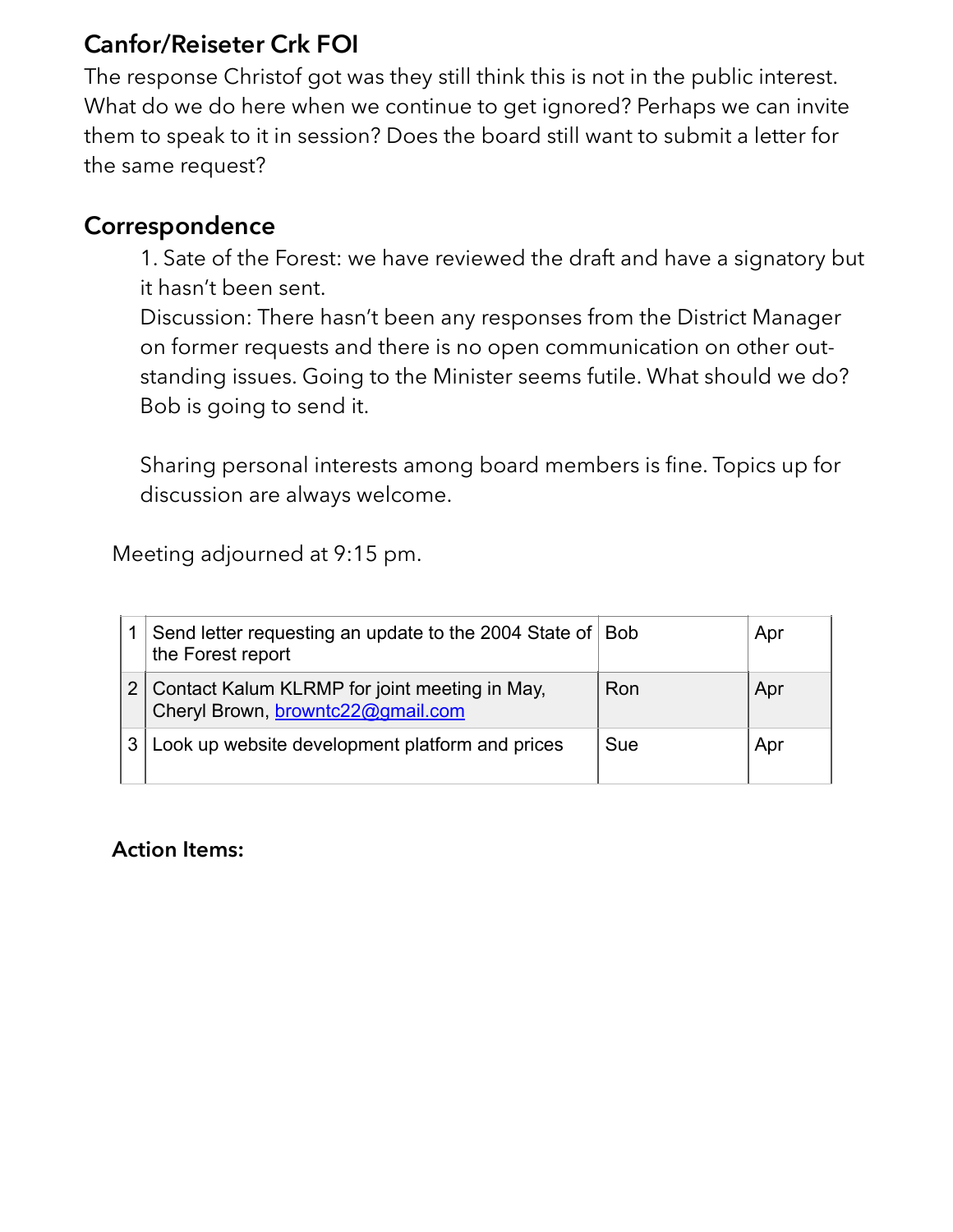## Canfor/Reiseter Crk FOI

The response Christof got was they still think this is not in the public interest. What do we do here when we continue to get ignored? Perhaps we can invite them to speak to it in session? Does the board still want to submit a letter for the same request?

## Correspondence

1. Sate of the Forest: we have reviewed the draft and have a signatory but it hasn't been sent.

   Discussion: There hasn't been any responses from the District Manager on former requests and there is no open communication on other out-standing issues. Going to the Minister seems futile. What should we do? Bob is going to send it.

   Sharing personal interests among board members is fine. Topics up for discussion are always welcome.

Meeting adjourned at 9:15 pm.

| | | | |
|---|---|---|---|
| 1 | Send letter requesting an update to the 2004 State of the Forest report | Bob | Apr |
| 2 | Contact Kalum KLRMP for joint meeting in May, Cheryl Brown, browntc22@gmail.com | Ron | Apr |
| 3 | Look up website development platform and prices | Sue | Apr |

**Action Items:**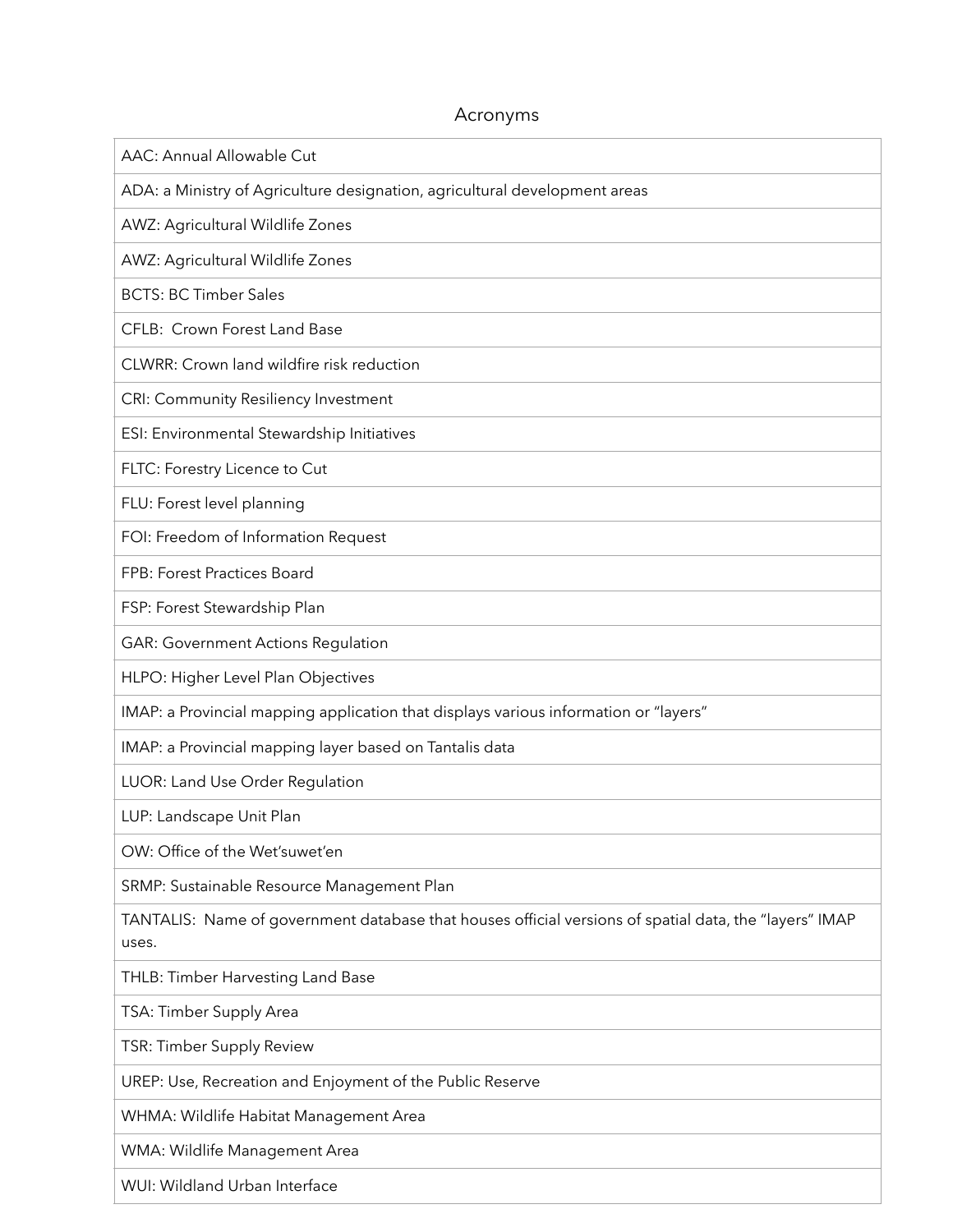## Acronyms

| |
|---|
| AAC: Annual Allowable Cut |
| ADA: a Ministry of Agriculture designation, agricultural development areas |
| AWZ: Agricultural Wildlife Zones |
| AWZ: Agricultural Wildlife Zones |
| BCTS: BC Timber Sales |
| CFLB: Crown Forest Land Base |
| CLWRR: Crown land wildfire risk reduction |
| CRI: Community Resiliency Investment |
| ESI: Environmental Stewardship Initiatives |
| FLTC: Forestry Licence to Cut |
| FLU: Forest level planning |
| FOI: Freedom of Information Request |
| FPB: Forest Practices Board |
| FSP: Forest Stewardship Plan |
| GAR: Government Actions Regulation |
| HLPO: Higher Level Plan Objectives |
| IMAP: a Provincial mapping application that displays various information or "layers" |
| IMAP: a Provincial mapping layer based on Tantalis data |
| LUOR: Land Use Order Regulation |
| LUP: Landscape Unit Plan |
| OW: Office of the Wet'suwet'en |
| SRMP: Sustainable Resource Management Plan |
| TANTALIS: Name of government database that houses official versions of spatial data, the "layers" IMAP uses. |
| THLB: Timber Harvesting Land Base |
| TSA: Timber Supply Area |
| TSR: Timber Supply Review |
| UREP: Use, Recreation and Enjoyment of the Public Reserve |
| WHMA: Wildlife Habitat Management Area |
| WMA: Wildlife Management Area |
| WUI: Wildland Urban Interface |